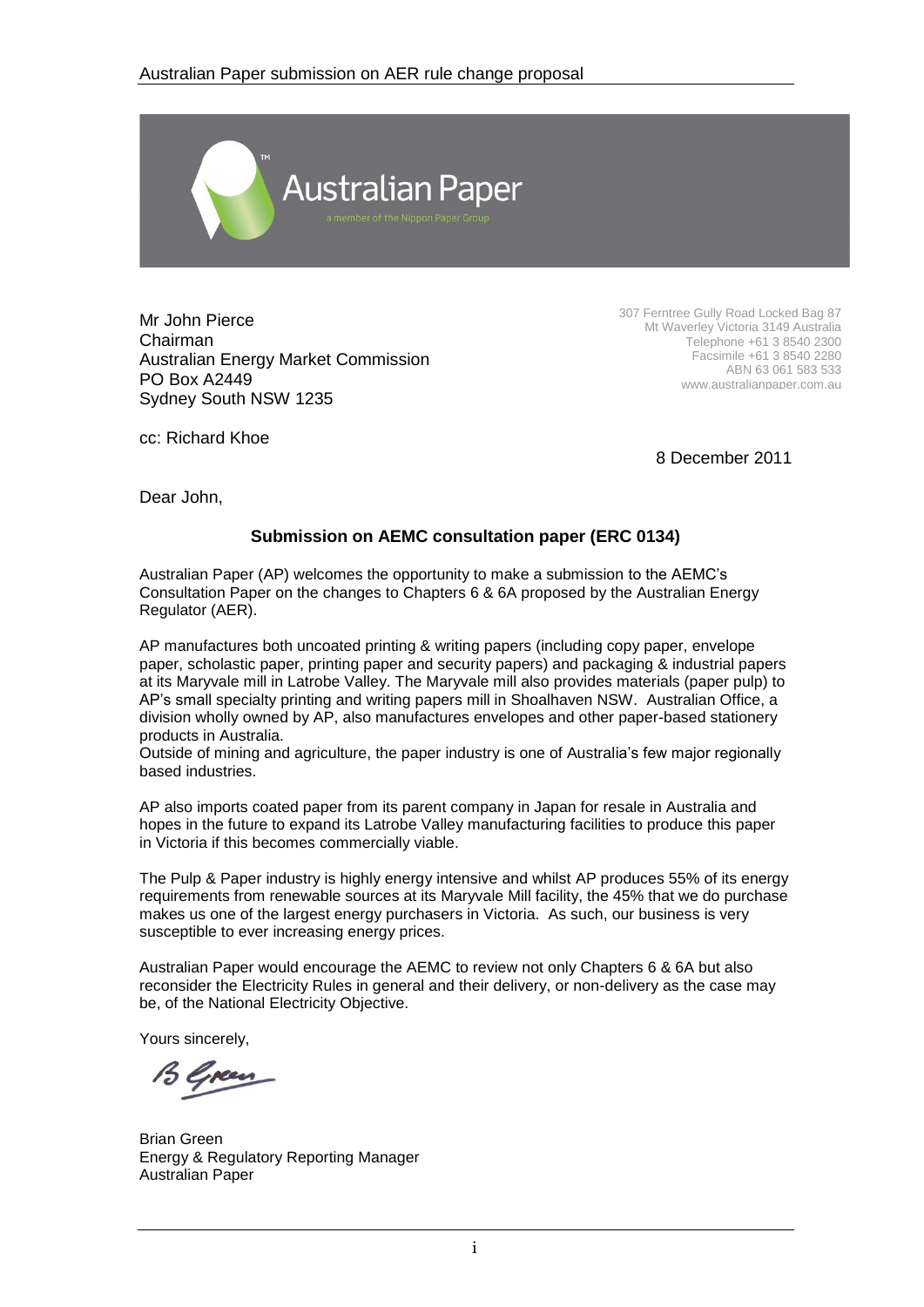Mr John Pierce
Chairman
Australian Energy Market Commission
PO Box A2449
Sydney South NSW 1235

307 Ferntree Gully Road Locked Bag 87
Mt Waverley Victoria 3149 Australia
Telephone +61 3 8540 2300
Facsimile +61 3 8540 2280
ABN 63 061 583 533
www.australianpaper.com.au

cc: Richard Khoe

8 December 2011

Dear John,

**Submission on AEMC consultation paper (ERC 0134)**

Australian Paper (AP) welcomes the opportunity to make a submission to the AEMC's Consultation Paper on the changes to Chapters 6 & 6A proposed by the Australian Energy Regulator (AER).

AP manufactures both uncoated printing & writing papers (including copy paper, envelope paper, scholastic paper, printing paper and security papers) and packaging & industrial papers at its Maryvale mill in Latrobe Valley. The Maryvale mill also provides materials (paper pulp) to AP's small specialty printing and writing papers mill in Shoalhaven NSW. Australian Office, a division wholly owned by AP, also manufactures envelopes and other paper-based stationery products in Australia.
Outside of mining and agriculture, the paper industry is one of Australia's few major regionally based industries.

AP also imports coated paper from its parent company in Japan for resale in Australia and hopes in the future to expand its Latrobe Valley manufacturing facilities to produce this paper in Victoria if this becomes commercially viable.

The Pulp & Paper industry is highly energy intensive and whilst AP produces 55% of its energy requirements from renewable sources at its Maryvale Mill facility, the 45% that we do purchase makes us one of the largest energy purchasers in Victoria. As such, our business is very susceptible to ever increasing energy prices.

Australian Paper would encourage the AEMC to review not only Chapters 6 & 6A but also reconsider the Electricity Rules in general and their delivery, or non-delivery as the case may be, of the National Electricity Objective.

Yours sincerely,

Brian Green
Energy & Regulatory Reporting Manager
Australian Paper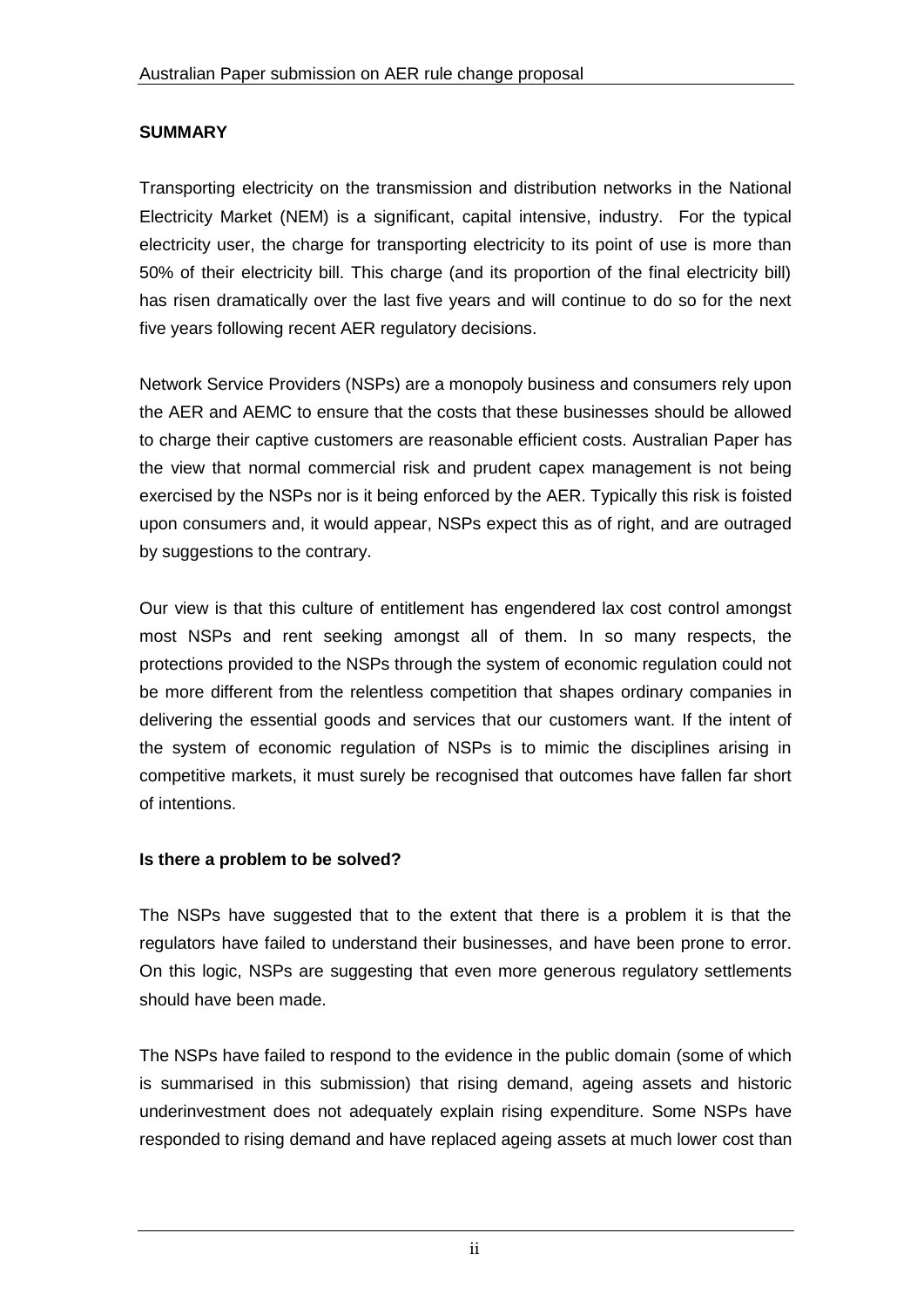**SUMMARY**

Transporting electricity on the transmission and distribution networks in the National Electricity Market (NEM) is a significant, capital intensive, industry. For the typical electricity user, the charge for transporting electricity to its point of use is more than 50% of their electricity bill. This charge (and its proportion of the final electricity bill) has risen dramatically over the last five years and will continue to do so for the next five years following recent AER regulatory decisions.

Network Service Providers (NSPs) are a monopoly business and consumers rely upon the AER and AEMC to ensure that the costs that these businesses should be allowed to charge their captive customers are reasonable efficient costs. Australian Paper has the view that normal commercial risk and prudent capex management is not being exercised by the NSPs nor is it being enforced by the AER. Typically this risk is foisted upon consumers and, it would appear, NSPs expect this as of right, and are outraged by suggestions to the contrary.

Our view is that this culture of entitlement has engendered lax cost control amongst most NSPs and rent seeking amongst all of them. In so many respects, the protections provided to the NSPs through the system of economic regulation could not be more different from the relentless competition that shapes ordinary companies in delivering the essential goods and services that our customers want. If the intent of the system of economic regulation of NSPs is to mimic the disciplines arising in competitive markets, it must surely be recognised that outcomes have fallen far short of intentions.

**Is there a problem to be solved?**

The NSPs have suggested that to the extent that there is a problem it is that the regulators have failed to understand their businesses, and have been prone to error. On this logic, NSPs are suggesting that even more generous regulatory settlements should have been made.

The NSPs have failed to respond to the evidence in the public domain (some of which is summarised in this submission) that rising demand, ageing assets and historic underinvestment does not adequately explain rising expenditure. Some NSPs have responded to rising demand and have replaced ageing assets at much lower cost than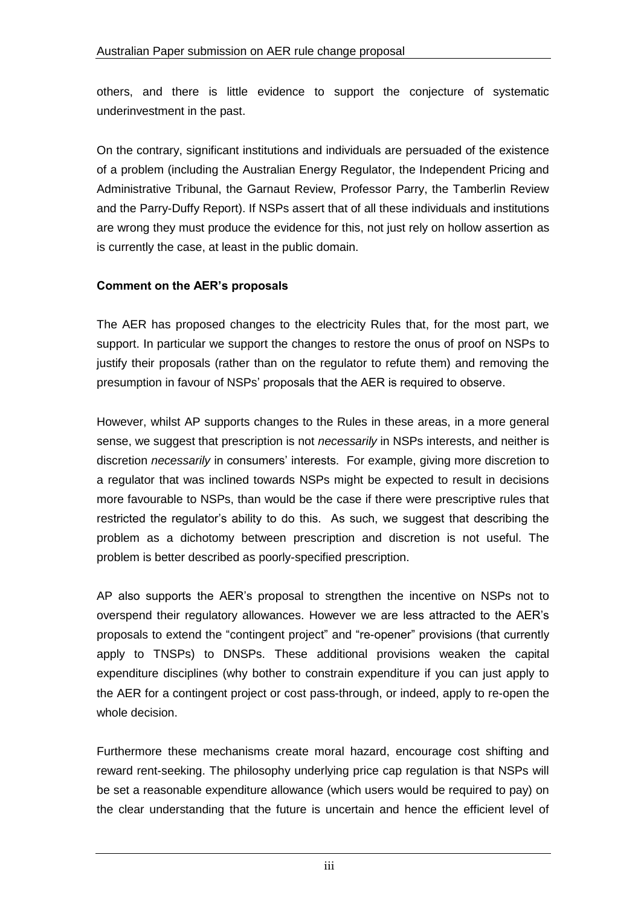others, and there is little evidence to support the conjecture of systematic underinvestment in the past.

On the contrary, significant institutions and individuals are persuaded of the existence of a problem (including the Australian Energy Regulator, the Independent Pricing and Administrative Tribunal, the Garnaut Review, Professor Parry, the Tamberlin Review and the Parry-Duffy Report). If NSPs assert that of all these individuals and institutions are wrong they must produce the evidence for this, not just rely on hollow assertion as is currently the case, at least in the public domain.

**Comment on the AER's proposals**

The AER has proposed changes to the electricity Rules that, for the most part, we support. In particular we support the changes to restore the onus of proof on NSPs to justify their proposals (rather than on the regulator to refute them) and removing the presumption in favour of NSPs' proposals that the AER is required to observe.

However, whilst AP supports changes to the Rules in these areas, in a more general sense, we suggest that prescription is not *necessarily* in NSPs interests, and neither is discretion *necessarily* in consumers' interests. For example, giving more discretion to a regulator that was inclined towards NSPs might be expected to result in decisions more favourable to NSPs, than would be the case if there were prescriptive rules that restricted the regulator's ability to do this. As such, we suggest that describing the problem as a dichotomy between prescription and discretion is not useful. The problem is better described as poorly-specified prescription.

AP also supports the AER's proposal to strengthen the incentive on NSPs not to overspend their regulatory allowances. However we are less attracted to the AER's proposals to extend the "contingent project" and "re-opener" provisions (that currently apply to TNSPs) to DNSPs. These additional provisions weaken the capital expenditure disciplines (why bother to constrain expenditure if you can just apply to the AER for a contingent project or cost pass-through, or indeed, apply to re-open the whole decision.

Furthermore these mechanisms create moral hazard, encourage cost shifting and reward rent-seeking. The philosophy underlying price cap regulation is that NSPs will be set a reasonable expenditure allowance (which users would be required to pay) on the clear understanding that the future is uncertain and hence the efficient level of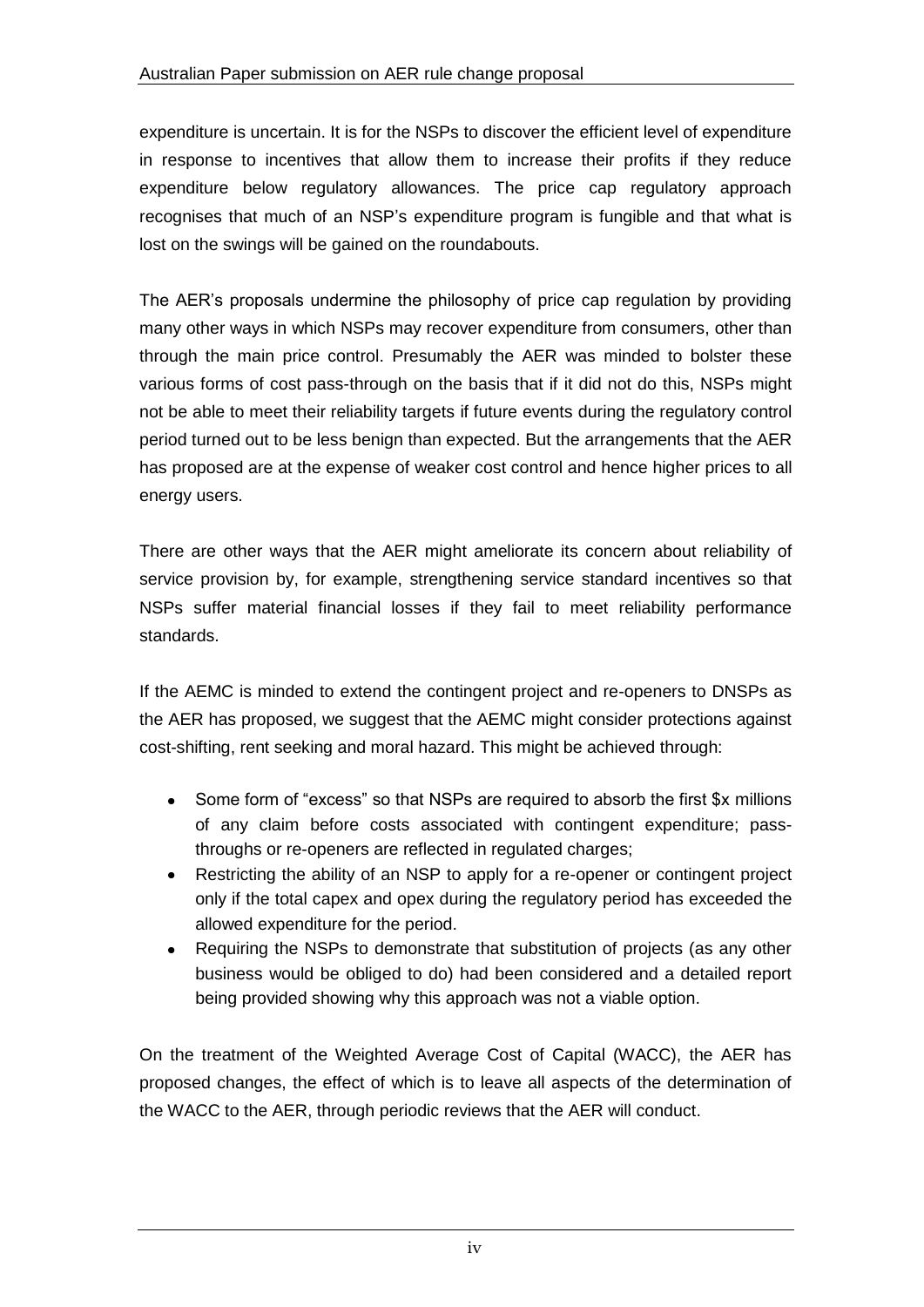expenditure is uncertain. It is for the NSPs to discover the efficient level of expenditure in response to incentives that allow them to increase their profits if they reduce expenditure below regulatory allowances. The price cap regulatory approach recognises that much of an NSP's expenditure program is fungible and that what is lost on the swings will be gained on the roundabouts.

The AER's proposals undermine the philosophy of price cap regulation by providing many other ways in which NSPs may recover expenditure from consumers, other than through the main price control. Presumably the AER was minded to bolster these various forms of cost pass-through on the basis that if it did not do this, NSPs might not be able to meet their reliability targets if future events during the regulatory control period turned out to be less benign than expected. But the arrangements that the AER has proposed are at the expense of weaker cost control and hence higher prices to all energy users.

There are other ways that the AER might ameliorate its concern about reliability of service provision by, for example, strengthening service standard incentives so that NSPs suffer material financial losses if they fail to meet reliability performance standards.

If the AEMC is minded to extend the contingent project and re-openers to DNSPs as the AER has proposed, we suggest that the AEMC might consider protections against cost-shifting, rent seeking and moral hazard. This might be achieved through:

- Some form of "excess" so that NSPs are required to absorb the first $x millions of any claim before costs associated with contingent expenditure; pass-throughs or re-openers are reflected in regulated charges;
- Restricting the ability of an NSP to apply for a re-opener or contingent project only if the total capex and opex during the regulatory period has exceeded the allowed expenditure for the period.
- Requiring the NSPs to demonstrate that substitution of projects (as any other business would be obliged to do) had been considered and a detailed report being provided showing why this approach was not a viable option.

On the treatment of the Weighted Average Cost of Capital (WACC), the AER has proposed changes, the effect of which is to leave all aspects of the determination of the WACC to the AER, through periodic reviews that the AER will conduct.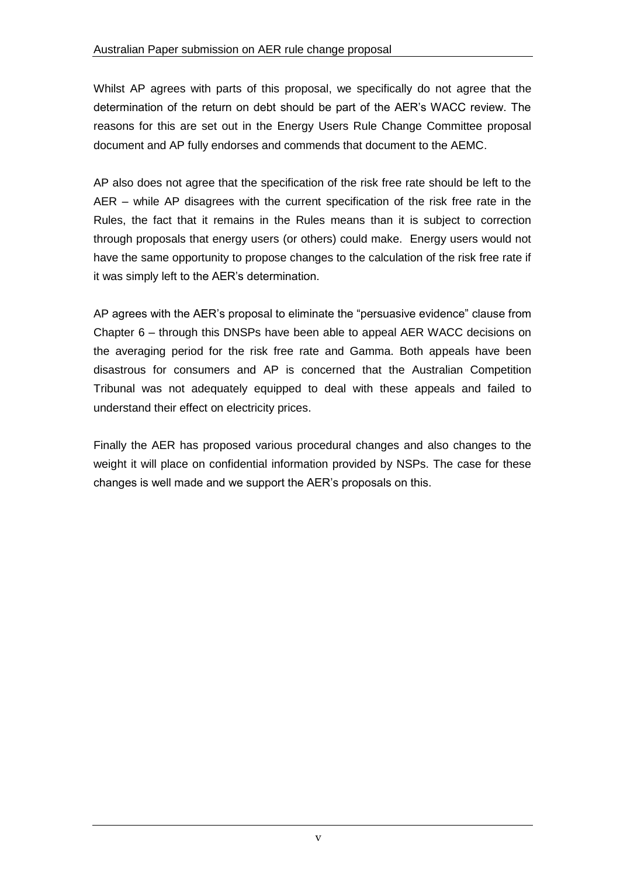Whilst AP agrees with parts of this proposal, we specifically do not agree that the determination of the return on debt should be part of the AER's WACC review. The reasons for this are set out in the Energy Users Rule Change Committee proposal document and AP fully endorses and commends that document to the AEMC.

AP also does not agree that the specification of the risk free rate should be left to the AER – while AP disagrees with the current specification of the risk free rate in the Rules, the fact that it remains in the Rules means than it is subject to correction through proposals that energy users (or others) could make. Energy users would not have the same opportunity to propose changes to the calculation of the risk free rate if it was simply left to the AER's determination.

AP agrees with the AER's proposal to eliminate the "persuasive evidence" clause from Chapter 6 – through this DNSPs have been able to appeal AER WACC decisions on the averaging period for the risk free rate and Gamma. Both appeals have been disastrous for consumers and AP is concerned that the Australian Competition Tribunal was not adequately equipped to deal with these appeals and failed to understand their effect on electricity prices.

Finally the AER has proposed various procedural changes and also changes to the weight it will place on confidential information provided by NSPs. The case for these changes is well made and we support the AER's proposals on this.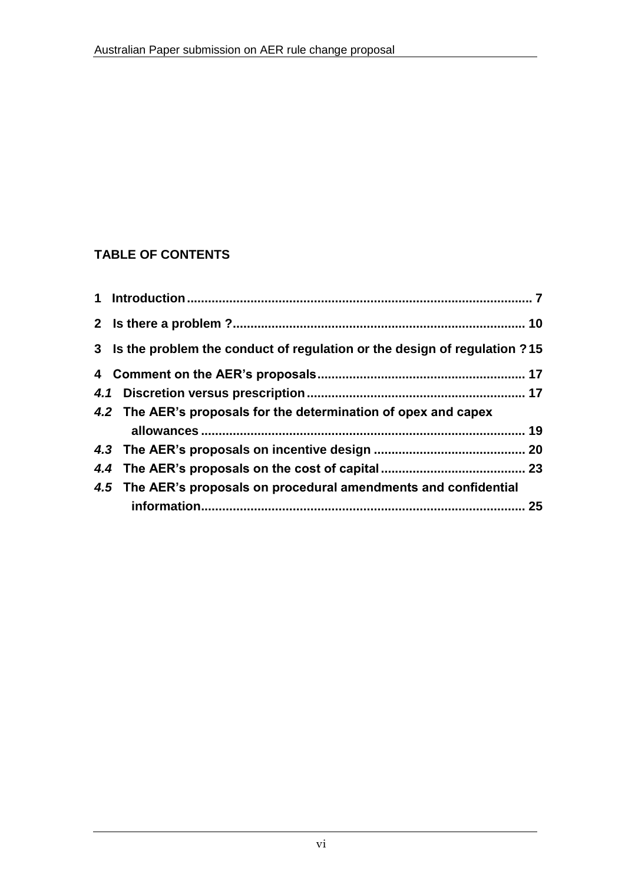**TABLE OF CONTENTS**

**1 Introduction** ........................................................................................ 7

**2 Is there a problem ?** ................................................................................ 10

**3 Is the problem the conduct of regulation or the design of regulation ?** 15

**4 Comment on the AER's proposals** ........................................................ 17

***4.1*** **Discretion versus prescription** ........................................................ 17

***4.2*** **The AER's proposals for the determination of opex and capex allowances** .......................................................................................... 19

***4.3*** **The AER's proposals on incentive design** .......................................... 20

***4.4*** **The AER's proposals on the cost of capital** ........................................ 23

***4.5*** **The AER's proposals on procedural amendments and confidential information** .......................................................................................... 25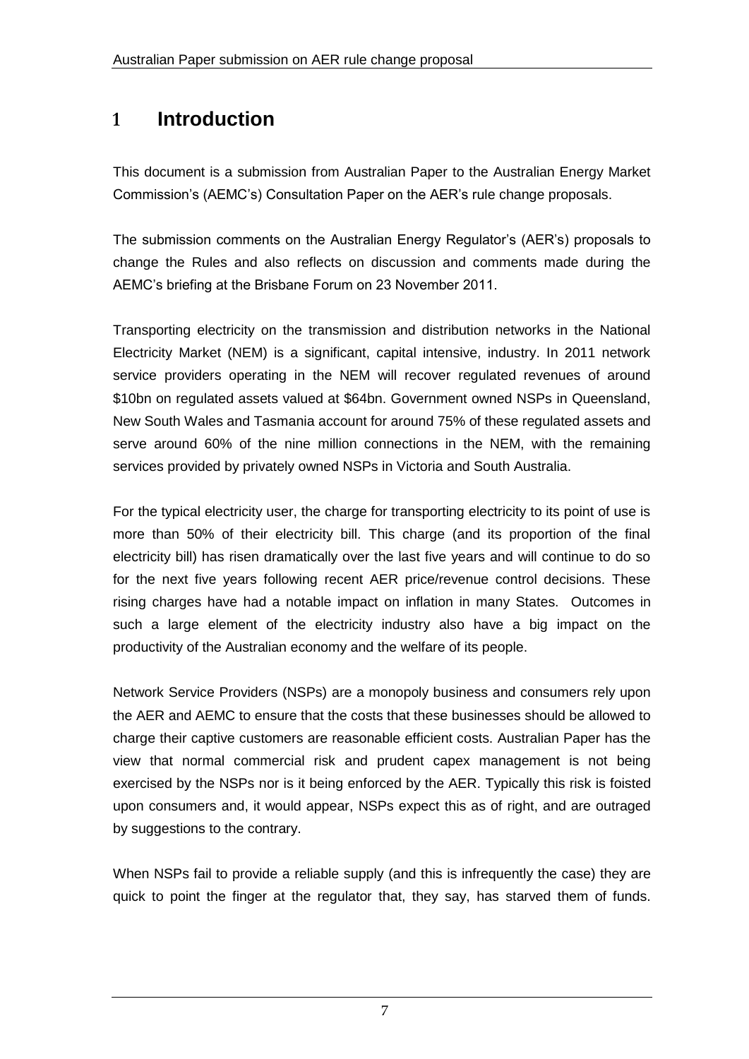# 1 Introduction

This document is a submission from Australian Paper to the Australian Energy Market Commission's (AEMC's) Consultation Paper on the AER's rule change proposals.

The submission comments on the Australian Energy Regulator's (AER's) proposals to change the Rules and also reflects on discussion and comments made during the AEMC's briefing at the Brisbane Forum on 23 November 2011.

Transporting electricity on the transmission and distribution networks in the National Electricity Market (NEM) is a significant, capital intensive, industry. In 2011 network service providers operating in the NEM will recover regulated revenues of around \$10bn on regulated assets valued at \$64bn. Government owned NSPs in Queensland, New South Wales and Tasmania account for around 75% of these regulated assets and serve around 60% of the nine million connections in the NEM, with the remaining services provided by privately owned NSPs in Victoria and South Australia.

For the typical electricity user, the charge for transporting electricity to its point of use is more than 50% of their electricity bill. This charge (and its proportion of the final electricity bill) has risen dramatically over the last five years and will continue to do so for the next five years following recent AER price/revenue control decisions. These rising charges have had a notable impact on inflation in many States. Outcomes in such a large element of the electricity industry also have a big impact on the productivity of the Australian economy and the welfare of its people.

Network Service Providers (NSPs) are a monopoly business and consumers rely upon the AER and AEMC to ensure that the costs that these businesses should be allowed to charge their captive customers are reasonable efficient costs. Australian Paper has the view that normal commercial risk and prudent capex management is not being exercised by the NSPs nor is it being enforced by the AER. Typically this risk is foisted upon consumers and, it would appear, NSPs expect this as of right, and are outraged by suggestions to the contrary.

When NSPs fail to provide a reliable supply (and this is infrequently the case) they are quick to point the finger at the regulator that, they say, has starved them of funds.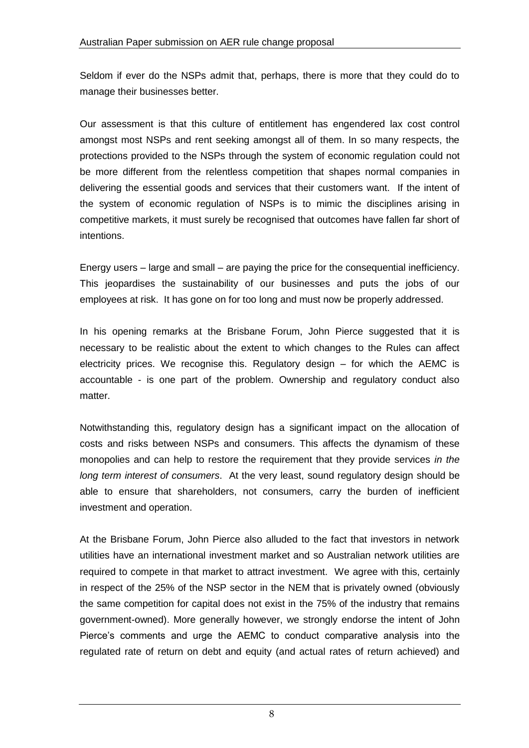Seldom if ever do the NSPs admit that, perhaps, there is more that they could do to manage their businesses better.

Our assessment is that this culture of entitlement has engendered lax cost control amongst most NSPs and rent seeking amongst all of them. In so many respects, the protections provided to the NSPs through the system of economic regulation could not be more different from the relentless competition that shapes normal companies in delivering the essential goods and services that their customers want. If the intent of the system of economic regulation of NSPs is to mimic the disciplines arising in competitive markets, it must surely be recognised that outcomes have fallen far short of intentions.

Energy users – large and small – are paying the price for the consequential inefficiency. This jeopardises the sustainability of our businesses and puts the jobs of our employees at risk. It has gone on for too long and must now be properly addressed.

In his opening remarks at the Brisbane Forum, John Pierce suggested that it is necessary to be realistic about the extent to which changes to the Rules can affect electricity prices. We recognise this. Regulatory design – for which the AEMC is accountable - is one part of the problem. Ownership and regulatory conduct also matter.

Notwithstanding this, regulatory design has a significant impact on the allocation of costs and risks between NSPs and consumers. This affects the dynamism of these monopolies and can help to restore the requirement that they provide services *in the long term interest of consumers*. At the very least, sound regulatory design should be able to ensure that shareholders, not consumers, carry the burden of inefficient investment and operation.

At the Brisbane Forum, John Pierce also alluded to the fact that investors in network utilities have an international investment market and so Australian network utilities are required to compete in that market to attract investment. We agree with this, certainly in respect of the 25% of the NSP sector in the NEM that is privately owned (obviously the same competition for capital does not exist in the 75% of the industry that remains government-owned). More generally however, we strongly endorse the intent of John Pierce's comments and urge the AEMC to conduct comparative analysis into the regulated rate of return on debt and equity (and actual rates of return achieved) and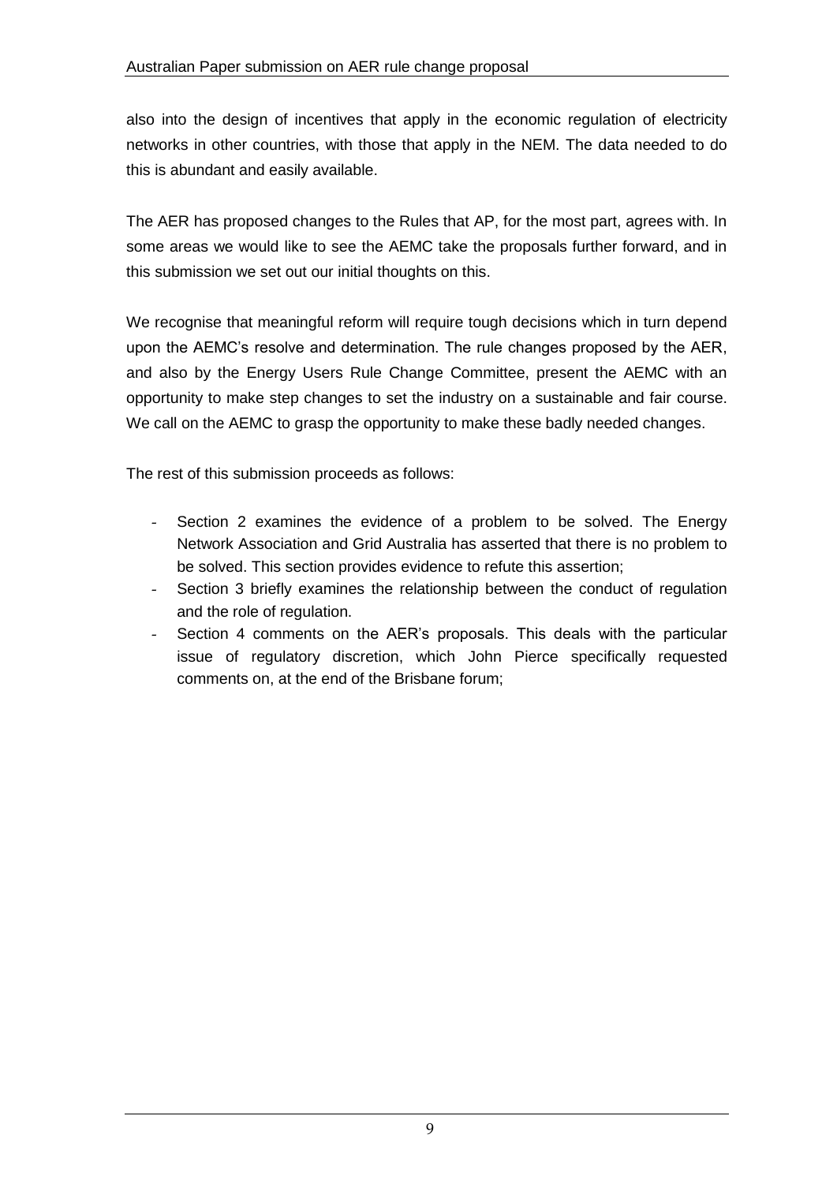also into the design of incentives that apply in the economic regulation of electricity networks in other countries, with those that apply in the NEM. The data needed to do this is abundant and easily available.

The AER has proposed changes to the Rules that AP, for the most part, agrees with. In some areas we would like to see the AEMC take the proposals further forward, and in this submission we set out our initial thoughts on this.

We recognise that meaningful reform will require tough decisions which in turn depend upon the AEMC's resolve and determination. The rule changes proposed by the AER, and also by the Energy Users Rule Change Committee, present the AEMC with an opportunity to make step changes to set the industry on a sustainable and fair course. We call on the AEMC to grasp the opportunity to make these badly needed changes.

The rest of this submission proceeds as follows:

- Section 2 examines the evidence of a problem to be solved. The Energy Network Association and Grid Australia has asserted that there is no problem to be solved. This section provides evidence to refute this assertion;
- Section 3 briefly examines the relationship between the conduct of regulation and the role of regulation.
- Section 4 comments on the AER's proposals. This deals with the particular issue of regulatory discretion, which John Pierce specifically requested comments on, at the end of the Brisbane forum;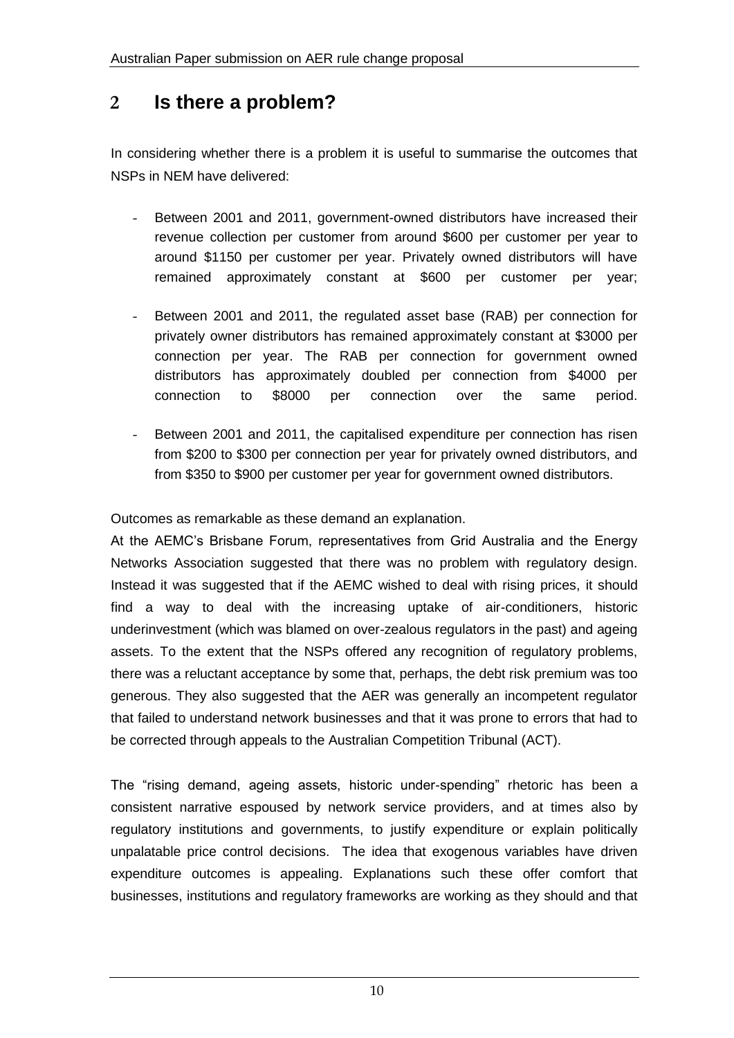## 2 Is there a problem?

In considering whether there is a problem it is useful to summarise the outcomes that NSPs in NEM have delivered:

- Between 2001 and 2011, government-owned distributors have increased their revenue collection per customer from around $600 per customer per year to around $1150 per customer per year. Privately owned distributors will have remained approximately constant at $600 per customer per year;
- Between 2001 and 2011, the regulated asset base (RAB) per connection for privately owner distributors has remained approximately constant at $3000 per connection per year. The RAB per connection for government owned distributors has approximately doubled per connection from $4000 per connection to $8000 per connection over the same period.
- Between 2001 and 2011, the capitalised expenditure per connection has risen from $200 to $300 per connection per year for privately owned distributors, and from $350 to $900 per customer per year for government owned distributors.

Outcomes as remarkable as these demand an explanation.

At the AEMC's Brisbane Forum, representatives from Grid Australia and the Energy Networks Association suggested that there was no problem with regulatory design. Instead it was suggested that if the AEMC wished to deal with rising prices, it should find a way to deal with the increasing uptake of air-conditioners, historic underinvestment (which was blamed on over-zealous regulators in the past) and ageing assets. To the extent that the NSPs offered any recognition of regulatory problems, there was a reluctant acceptance by some that, perhaps, the debt risk premium was too generous. They also suggested that the AER was generally an incompetent regulator that failed to understand network businesses and that it was prone to errors that had to be corrected through appeals to the Australian Competition Tribunal (ACT).

The "rising demand, ageing assets, historic under-spending" rhetoric has been a consistent narrative espoused by network service providers, and at times also by regulatory institutions and governments, to justify expenditure or explain politically unpalatable price control decisions. The idea that exogenous variables have driven expenditure outcomes is appealing. Explanations such these offer comfort that businesses, institutions and regulatory frameworks are working as they should and that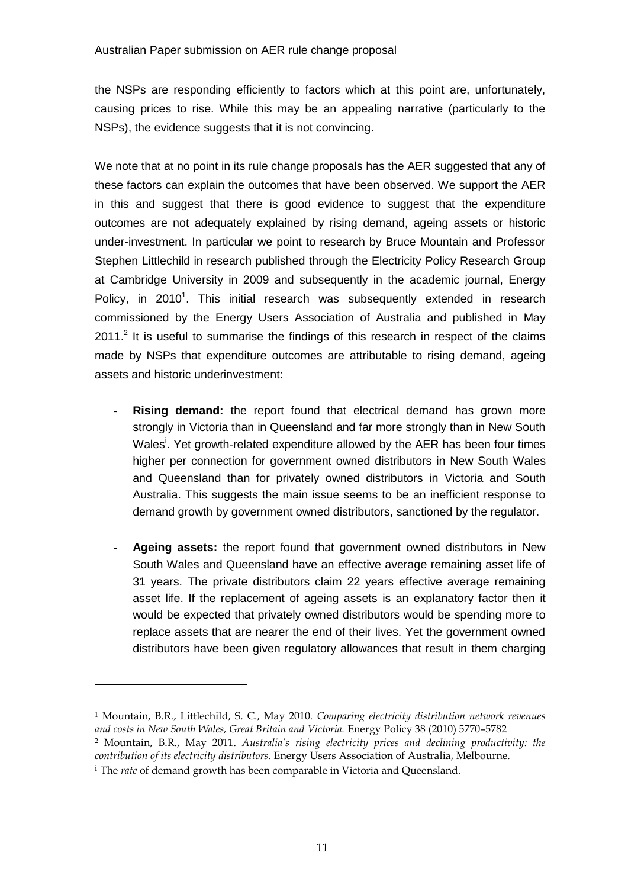the NSPs are responding efficiently to factors which at this point are, unfortunately, causing prices to rise. While this may be an appealing narrative (particularly to the NSPs), the evidence suggests that it is not convincing.

We note that at no point in its rule change proposals has the AER suggested that any of these factors can explain the outcomes that have been observed. We support the AER in this and suggest that there is good evidence to suggest that the expenditure outcomes are not adequately explained by rising demand, ageing assets or historic under-investment. In particular we point to research by Bruce Mountain and Professor Stephen Littlechild in research published through the Electricity Policy Research Group at Cambridge University in 2009 and subsequently in the academic journal, Energy Policy, in 2010[1]. This initial research was subsequently extended in research commissioned by the Energy Users Association of Australia and published in May 2011.[2] It is useful to summarise the findings of this research in respect of the claims made by NSPs that expenditure outcomes are attributable to rising demand, ageing assets and historic underinvestment:

- **Rising demand:** the report found that electrical demand has grown more strongly in Victoria than in Queensland and far more strongly than in New South Wales[i]. Yet growth-related expenditure allowed by the AER has been four times higher per connection for government owned distributors in New South Wales and Queensland than for privately owned distributors in Victoria and South Australia. This suggests the main issue seems to be an inefficient response to demand growth by government owned distributors, sanctioned by the regulator.

- **Ageing assets:** the report found that government owned distributors in New South Wales and Queensland have an effective average remaining asset life of 31 years. The private distributors claim 22 years effective average remaining asset life. If the replacement of ageing assets is an explanatory factor then it would be expected that privately owned distributors would be spending more to replace assets that are nearer the end of their lives. Yet the government owned distributors have been given regulatory allowances that result in them charging

---

[1] Mountain, B.R., Littlechild, S. C., May 2010. *Comparing electricity distribution network revenues and costs in New South Wales, Great Britain and Victoria.* Energy Policy 38 (2010) 5770–5782

[2] Mountain, B.R., May 2011. *Australia's rising electricity prices and declining productivity: the contribution of its electricity distributors.* Energy Users Association of Australia, Melbourne.

[i] The *rate* of demand growth has been comparable in Victoria and Queensland.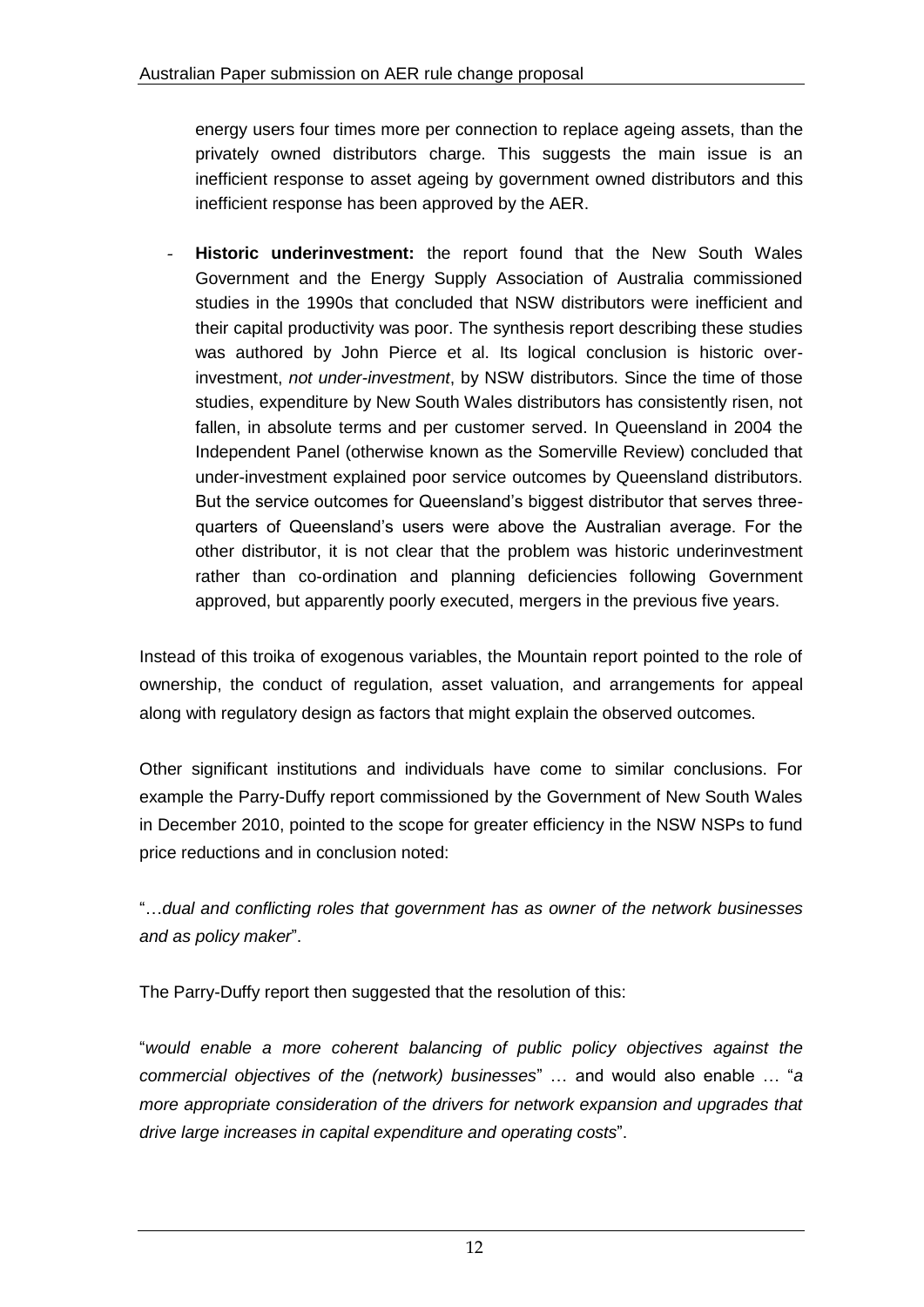energy users four times more per connection to replace ageing assets, than the privately owned distributors charge. This suggests the main issue is an inefficient response to asset ageing by government owned distributors and this inefficient response has been approved by the AER.

- **Historic underinvestment:** the report found that the New South Wales Government and the Energy Supply Association of Australia commissioned studies in the 1990s that concluded that NSW distributors were inefficient and their capital productivity was poor. The synthesis report describing these studies was authored by John Pierce et al. Its logical conclusion is historic over-investment, *not under-investment*, by NSW distributors. Since the time of those studies, expenditure by New South Wales distributors has consistently risen, not fallen, in absolute terms and per customer served. In Queensland in 2004 the Independent Panel (otherwise known as the Somerville Review) concluded that under-investment explained poor service outcomes by Queensland distributors. But the service outcomes for Queensland's biggest distributor that serves three-quarters of Queensland's users were above the Australian average. For the other distributor, it is not clear that the problem was historic underinvestment rather than co-ordination and planning deficiencies following Government approved, but apparently poorly executed, mergers in the previous five years.

Instead of this troika of exogenous variables, the Mountain report pointed to the role of ownership, the conduct of regulation, asset valuation, and arrangements for appeal along with regulatory design as factors that might explain the observed outcomes.

Other significant institutions and individuals have come to similar conclusions. For example the Parry-Duffy report commissioned by the Government of New South Wales in December 2010, pointed to the scope for greater efficiency in the NSW NSPs to fund price reductions and in conclusion noted:

"*…dual and conflicting roles that government has as owner of the network businesses and as policy maker*".

The Parry-Duffy report then suggested that the resolution of this:

"*would enable a more coherent balancing of public policy objectives against the commercial objectives of the (network) businesses*" … and would also enable … "*a more appropriate consideration of the drivers for network expansion and upgrades that drive large increases in capital expenditure and operating costs*".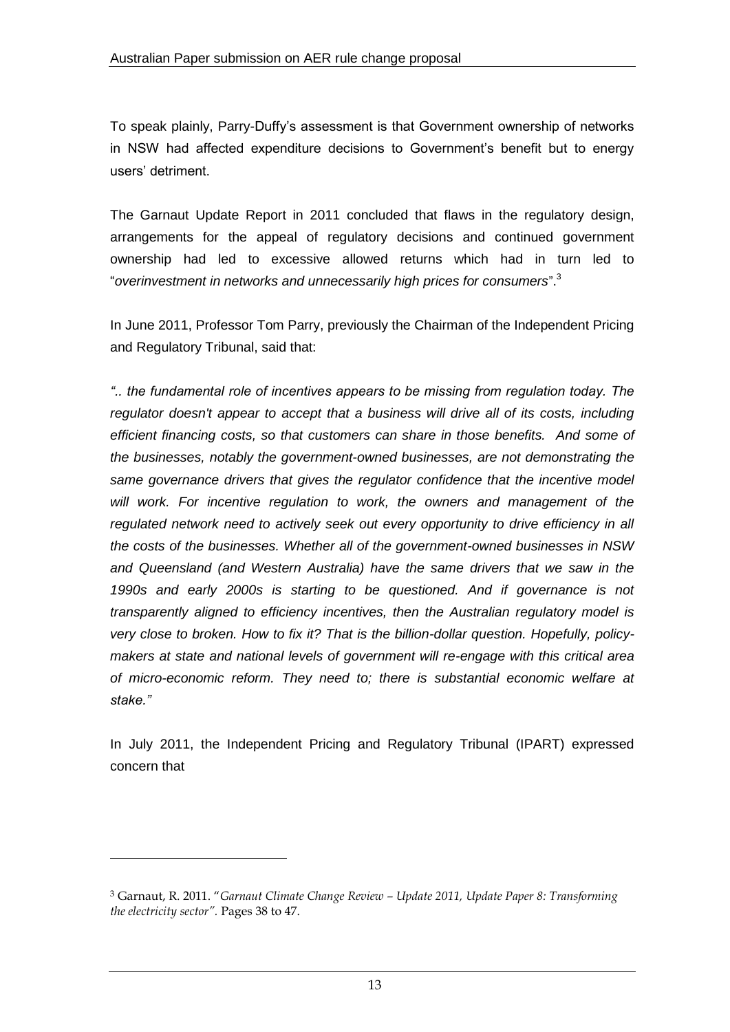To speak plainly, Parry-Duffy's assessment is that Government ownership of networks in NSW had affected expenditure decisions to Government's benefit but to energy users' detriment.

The Garnaut Update Report in 2011 concluded that flaws in the regulatory design, arrangements for the appeal of regulatory decisions and continued government ownership had led to excessive allowed returns which had in turn led to "*overinvestment in networks and unnecessarily high prices for consumers*".[3]

In June 2011, Professor Tom Parry, previously the Chairman of the Independent Pricing and Regulatory Tribunal, said that:

*".. the fundamental role of incentives appears to be missing from regulation today. The regulator doesn't appear to accept that a business will drive all of its costs, including efficient financing costs, so that customers can share in those benefits. And some of the businesses, notably the government-owned businesses, are not demonstrating the same governance drivers that gives the regulator confidence that the incentive model will work. For incentive regulation to work, the owners and management of the regulated network need to actively seek out every opportunity to drive efficiency in all the costs of the businesses. Whether all of the government-owned businesses in NSW and Queensland (and Western Australia) have the same drivers that we saw in the 1990s and early 2000s is starting to be questioned. And if governance is not transparently aligned to efficiency incentives, then the Australian regulatory model is very close to broken. How to fix it? That is the billion-dollar question. Hopefully, policy-makers at state and national levels of government will re-engage with this critical area of micro-economic reform. They need to; there is substantial economic welfare at stake."*

In July 2011, the Independent Pricing and Regulatory Tribunal (IPART) expressed concern that

---

[3] Garnaut, R. 2011. "*Garnaut Climate Change Review – Update 2011, Update Paper 8: Transforming the electricity sector*". Pages 38 to 47.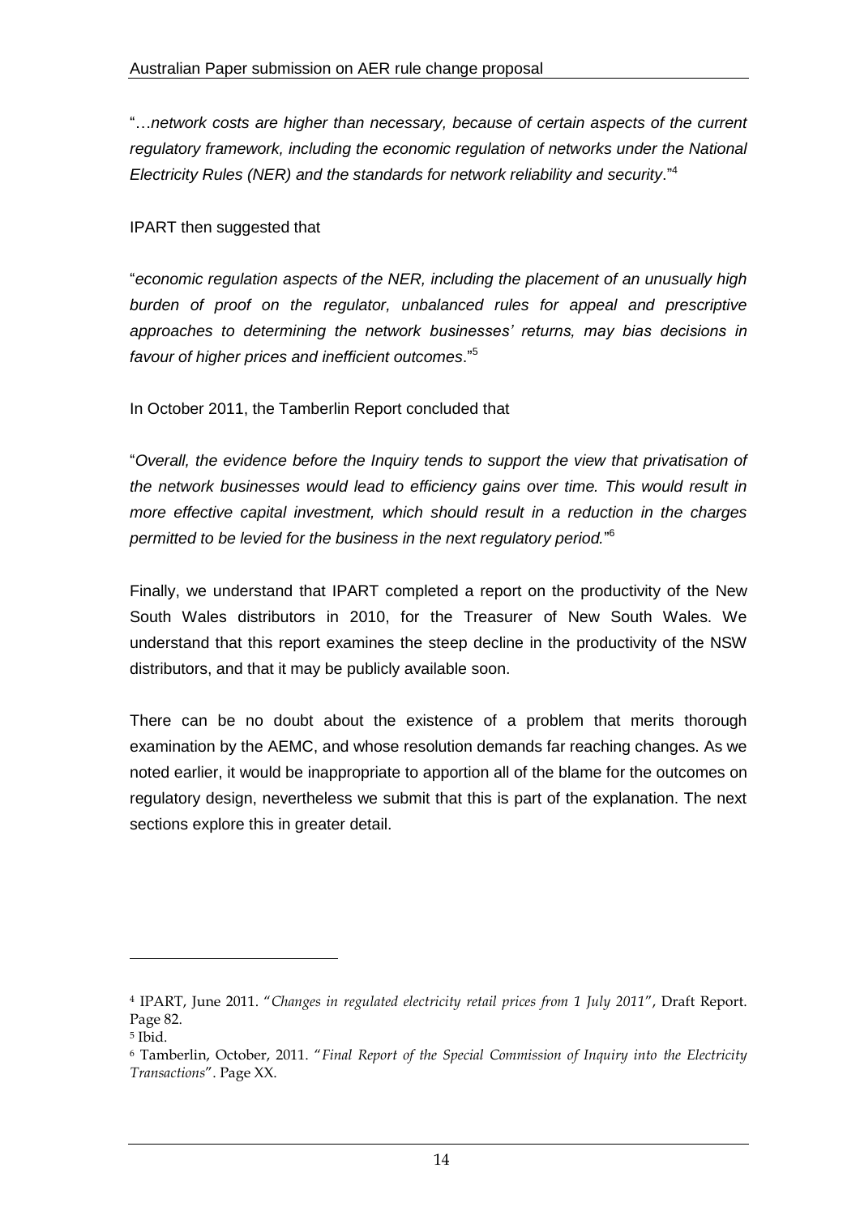"…*network costs are higher than necessary, because of certain aspects of the current regulatory framework, including the economic regulation of networks under the National Electricity Rules (NER) and the standards for network reliability and security*."[4]

IPART then suggested that

"*economic regulation aspects of the NER, including the placement of an unusually high burden of proof on the regulator, unbalanced rules for appeal and prescriptive approaches to determining the network businesses' returns, may bias decisions in favour of higher prices and inefficient outcomes*."[5]

In October 2011, the Tamberlin Report concluded that

"*Overall, the evidence before the Inquiry tends to support the view that privatisation of the network businesses would lead to efficiency gains over time. This would result in more effective capital investment, which should result in a reduction in the charges permitted to be levied for the business in the next regulatory period.*"[6]

Finally, we understand that IPART completed a report on the productivity of the New South Wales distributors in 2010, for the Treasurer of New South Wales. We understand that this report examines the steep decline in the productivity of the NSW distributors, and that it may be publicly available soon.

There can be no doubt about the existence of a problem that merits thorough examination by the AEMC, and whose resolution demands far reaching changes. As we noted earlier, it would be inappropriate to apportion all of the blame for the outcomes on regulatory design, nevertheless we submit that this is part of the explanation. The next sections explore this in greater detail.

---

[4] IPART, June 2011. "*Changes in regulated electricity retail prices from 1 July 2011*", Draft Report. Page 82.

[5] Ibid.

[6] Tamberlin, October, 2011. "*Final Report of the Special Commission of Inquiry into the Electricity Transactions*". Page XX.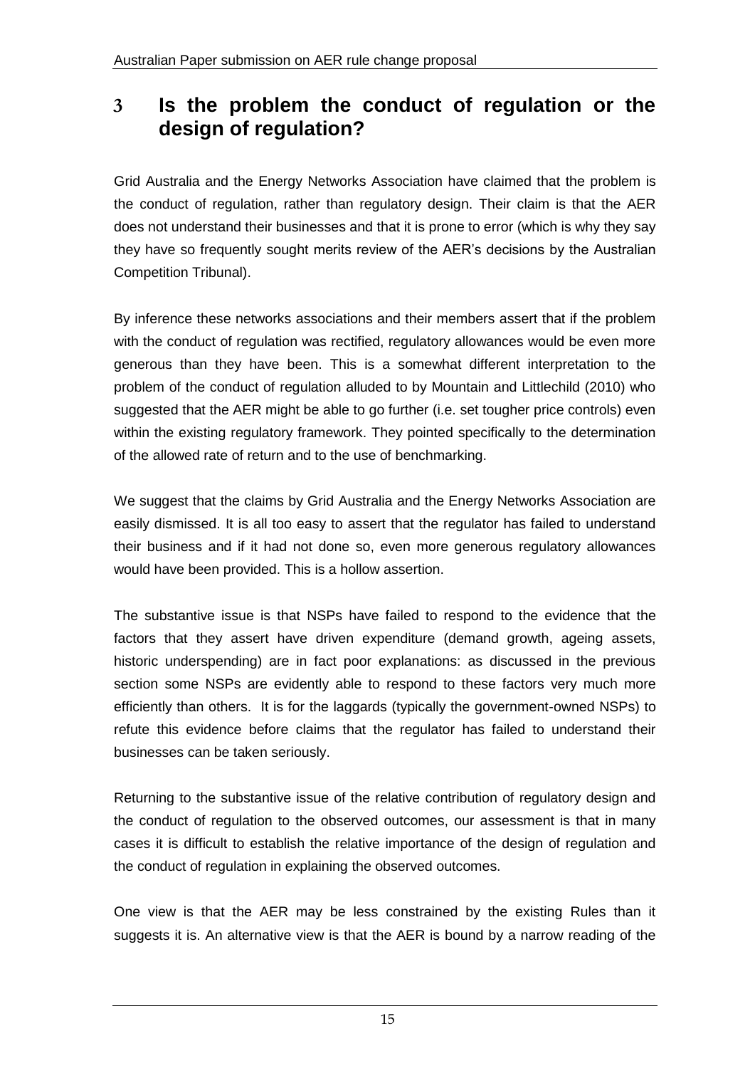## 3 Is the problem the conduct of regulation or the design of regulation?

Grid Australia and the Energy Networks Association have claimed that the problem is the conduct of regulation, rather than regulatory design. Their claim is that the AER does not understand their businesses and that it is prone to error (which is why they say they have so frequently sought merits review of the AER's decisions by the Australian Competition Tribunal).

By inference these networks associations and their members assert that if the problem with the conduct of regulation was rectified, regulatory allowances would be even more generous than they have been. This is a somewhat different interpretation to the problem of the conduct of regulation alluded to by Mountain and Littlechild (2010) who suggested that the AER might be able to go further (i.e. set tougher price controls) even within the existing regulatory framework. They pointed specifically to the determination of the allowed rate of return and to the use of benchmarking.

We suggest that the claims by Grid Australia and the Energy Networks Association are easily dismissed. It is all too easy to assert that the regulator has failed to understand their business and if it had not done so, even more generous regulatory allowances would have been provided. This is a hollow assertion.

The substantive issue is that NSPs have failed to respond to the evidence that the factors that they assert have driven expenditure (demand growth, ageing assets, historic underspending) are in fact poor explanations: as discussed in the previous section some NSPs are evidently able to respond to these factors very much more efficiently than others. It is for the laggards (typically the government-owned NSPs) to refute this evidence before claims that the regulator has failed to understand their businesses can be taken seriously.

Returning to the substantive issue of the relative contribution of regulatory design and the conduct of regulation to the observed outcomes, our assessment is that in many cases it is difficult to establish the relative importance of the design of regulation and the conduct of regulation in explaining the observed outcomes.

One view is that the AER may be less constrained by the existing Rules than it suggests it is. An alternative view is that the AER is bound by a narrow reading of the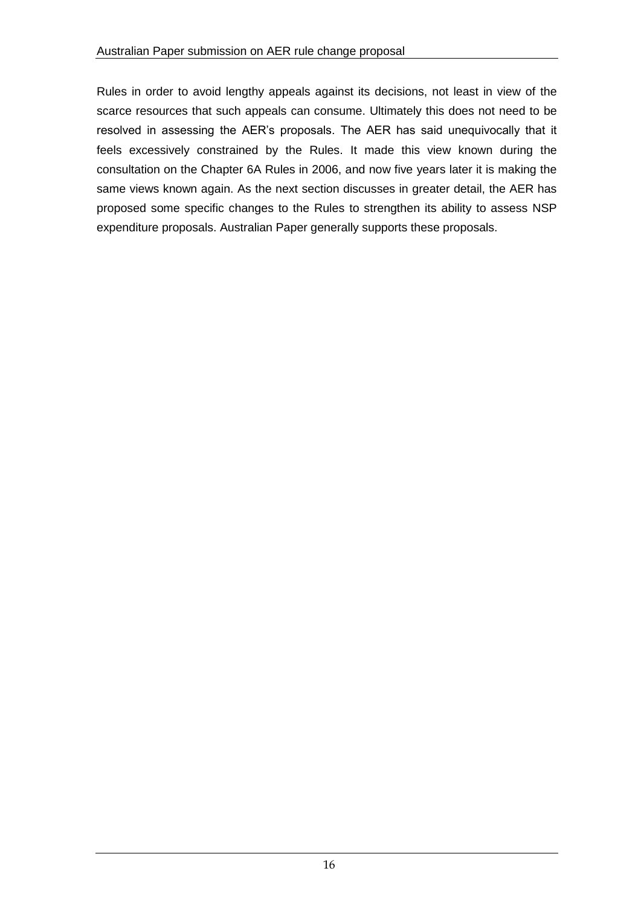Rules in order to avoid lengthy appeals against its decisions, not least in view of the scarce resources that such appeals can consume. Ultimately this does not need to be resolved in assessing the AER's proposals. The AER has said unequivocally that it feels excessively constrained by the Rules. It made this view known during the consultation on the Chapter 6A Rules in 2006, and now five years later it is making the same views known again. As the next section discusses in greater detail, the AER has proposed some specific changes to the Rules to strengthen its ability to assess NSP expenditure proposals. Australian Paper generally supports these proposals.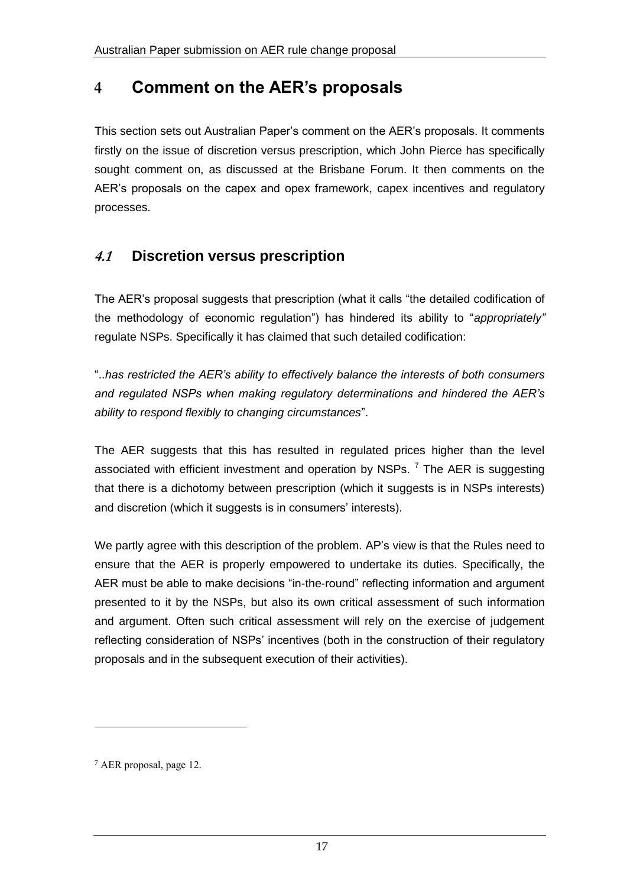# 4 Comment on the AER's proposals

This section sets out Australian Paper's comment on the AER's proposals. It comments firstly on the issue of discretion versus prescription, which John Pierce has specifically sought comment on, as discussed at the Brisbane Forum. It then comments on the AER's proposals on the capex and opex framework, capex incentives and regulatory processes.

## *4.1* Discretion versus prescription

The AER's proposal suggests that prescription (what it calls "the detailed codification of the methodology of economic regulation") has hindered its ability to "*appropriately"* regulate NSPs. Specifically it has claimed that such detailed codification:

"..*has restricted the AER's ability to effectively balance the interests of both consumers and regulated NSPs when making regulatory determinations and hindered the AER's ability to respond flexibly to changing circumstances*".

The AER suggests that this has resulted in regulated prices higher than the level associated with efficient investment and operation by NSPs. [7] The AER is suggesting that there is a dichotomy between prescription (which it suggests is in NSPs interests) and discretion (which it suggests is in consumers' interests).

We partly agree with this description of the problem. AP's view is that the Rules need to ensure that the AER is properly empowered to undertake its duties. Specifically, the AER must be able to make decisions "in-the-round" reflecting information and argument presented to it by the NSPs, but also its own critical assessment of such information and argument. Often such critical assessment will rely on the exercise of judgement reflecting consideration of NSPs' incentives (both in the construction of their regulatory proposals and in the subsequent execution of their activities).

---

[7] AER proposal, page 12.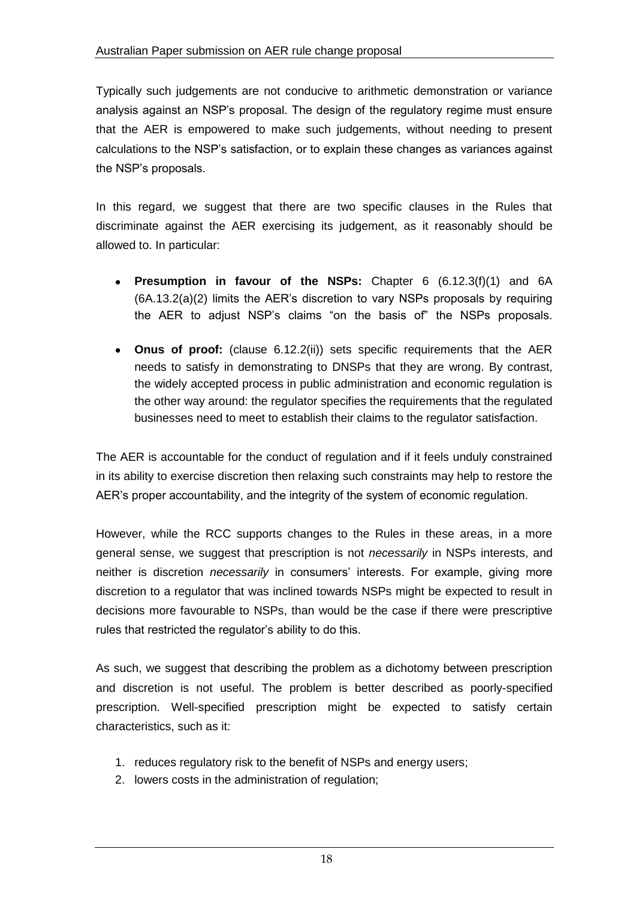Typically such judgements are not conducive to arithmetic demonstration or variance analysis against an NSP's proposal. The design of the regulatory regime must ensure that the AER is empowered to make such judgements, without needing to present calculations to the NSP's satisfaction, or to explain these changes as variances against the NSP's proposals.

In this regard, we suggest that there are two specific clauses in the Rules that discriminate against the AER exercising its judgement, as it reasonably should be allowed to. In particular:

- **Presumption in favour of the NSPs:** Chapter 6 (6.12.3(f)(1) and 6A (6A.13.2(a)(2) limits the AER's discretion to vary NSPs proposals by requiring the AER to adjust NSP's claims "on the basis of" the NSPs proposals.
- **Onus of proof:** (clause 6.12.2(ii)) sets specific requirements that the AER needs to satisfy in demonstrating to DNSPs that they are wrong. By contrast, the widely accepted process in public administration and economic regulation is the other way around: the regulator specifies the requirements that the regulated businesses need to meet to establish their claims to the regulator satisfaction.

The AER is accountable for the conduct of regulation and if it feels unduly constrained in its ability to exercise discretion then relaxing such constraints may help to restore the AER's proper accountability, and the integrity of the system of economic regulation.

However, while the RCC supports changes to the Rules in these areas, in a more general sense, we suggest that prescription is not *necessarily* in NSPs interests, and neither is discretion *necessarily* in consumers' interests. For example, giving more discretion to a regulator that was inclined towards NSPs might be expected to result in decisions more favourable to NSPs, than would be the case if there were prescriptive rules that restricted the regulator's ability to do this.

As such, we suggest that describing the problem as a dichotomy between prescription and discretion is not useful. The problem is better described as poorly-specified prescription. Well-specified prescription might be expected to satisfy certain characteristics, such as it:

1. reduces regulatory risk to the benefit of NSPs and energy users;
2. lowers costs in the administration of regulation;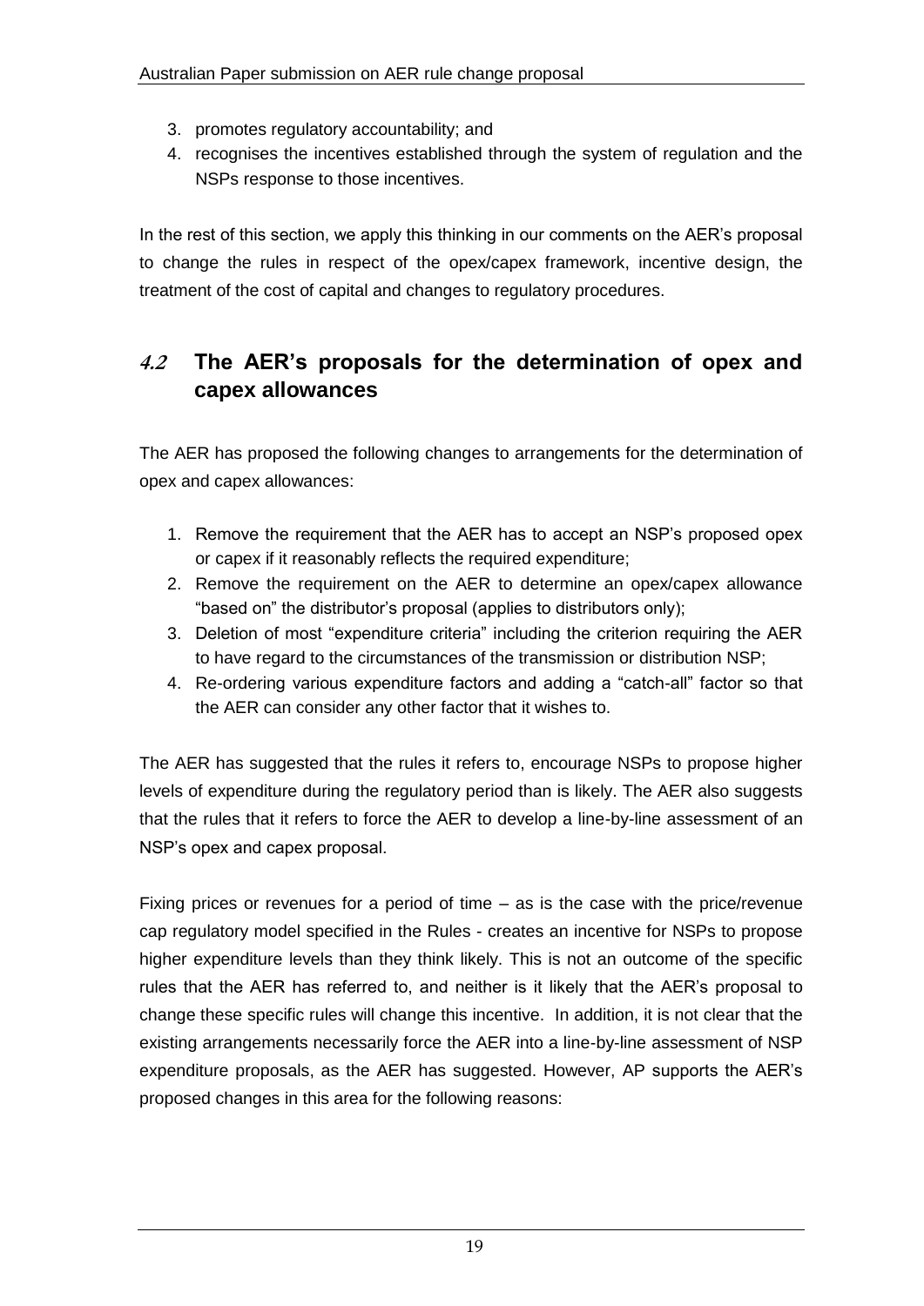3. promotes regulatory accountability; and
4. recognises the incentives established through the system of regulation and the NSPs response to those incentives.

In the rest of this section, we apply this thinking in our comments on the AER's proposal to change the rules in respect of the opex/capex framework, incentive design, the treatment of the cost of capital and changes to regulatory procedures.

## 4.2 The AER's proposals for the determination of opex and capex allowances

The AER has proposed the following changes to arrangements for the determination of opex and capex allowances:

1. Remove the requirement that the AER has to accept an NSP's proposed opex or capex if it reasonably reflects the required expenditure;
2. Remove the requirement on the AER to determine an opex/capex allowance "based on" the distributor's proposal (applies to distributors only);
3. Deletion of most "expenditure criteria" including the criterion requiring the AER to have regard to the circumstances of the transmission or distribution NSP;
4. Re-ordering various expenditure factors and adding a "catch-all" factor so that the AER can consider any other factor that it wishes to.

The AER has suggested that the rules it refers to, encourage NSPs to propose higher levels of expenditure during the regulatory period than is likely. The AER also suggests that the rules that it refers to force the AER to develop a line-by-line assessment of an NSP's opex and capex proposal.

Fixing prices or revenues for a period of time – as is the case with the price/revenue cap regulatory model specified in the Rules - creates an incentive for NSPs to propose higher expenditure levels than they think likely. This is not an outcome of the specific rules that the AER has referred to, and neither is it likely that the AER's proposal to change these specific rules will change this incentive. In addition, it is not clear that the existing arrangements necessarily force the AER into a line-by-line assessment of NSP expenditure proposals, as the AER has suggested. However, AP supports the AER's proposed changes in this area for the following reasons: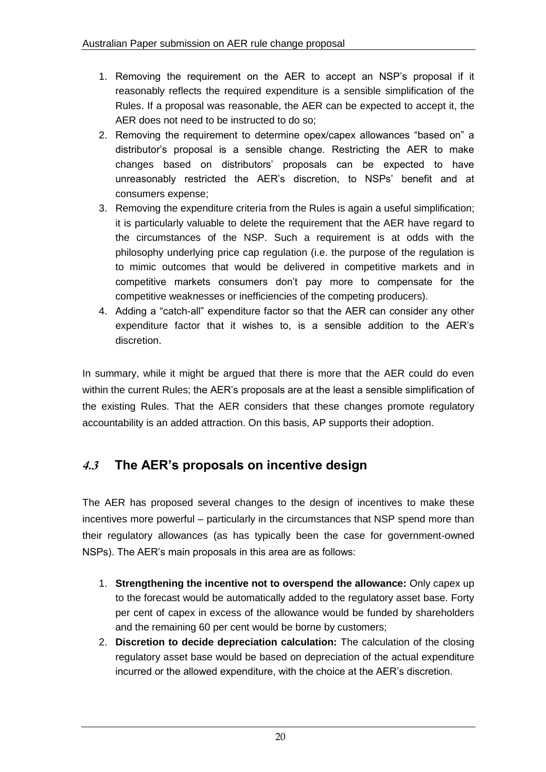1. Removing the requirement on the AER to accept an NSP's proposal if it reasonably reflects the required expenditure is a sensible simplification of the Rules. If a proposal was reasonable, the AER can be expected to accept it, the AER does not need to be instructed to do so;
2. Removing the requirement to determine opex/capex allowances "based on" a distributor's proposal is a sensible change. Restricting the AER to make changes based on distributors' proposals can be expected to have unreasonably restricted the AER's discretion, to NSPs' benefit and at consumers expense;
3. Removing the expenditure criteria from the Rules is again a useful simplification; it is particularly valuable to delete the requirement that the AER have regard to the circumstances of the NSP. Such a requirement is at odds with the philosophy underlying price cap regulation (i.e. the purpose of the regulation is to mimic outcomes that would be delivered in competitive markets and in competitive markets consumers don't pay more to compensate for the competitive weaknesses or inefficiencies of the competing producers).
4. Adding a "catch-all" expenditure factor so that the AER can consider any other expenditure factor that it wishes to, is a sensible addition to the AER's discretion.

In summary, while it might be argued that there is more that the AER could do even within the current Rules; the AER's proposals are at the least a sensible simplification of the existing Rules. That the AER considers that these changes promote regulatory accountability is an added attraction. On this basis, AP supports their adoption.

## 4.3 The AER's proposals on incentive design

The AER has proposed several changes to the design of incentives to make these incentives more powerful – particularly in the circumstances that NSP spend more than their regulatory allowances (as has typically been the case for government-owned NSPs). The AER's main proposals in this area are as follows:

1. **Strengthening the incentive not to overspend the allowance:** Only capex up to the forecast would be automatically added to the regulatory asset base. Forty per cent of capex in excess of the allowance would be funded by shareholders and the remaining 60 per cent would be borne by customers;
2. **Discretion to decide depreciation calculation:** The calculation of the closing regulatory asset base would be based on depreciation of the actual expenditure incurred or the allowed expenditure, with the choice at the AER's discretion.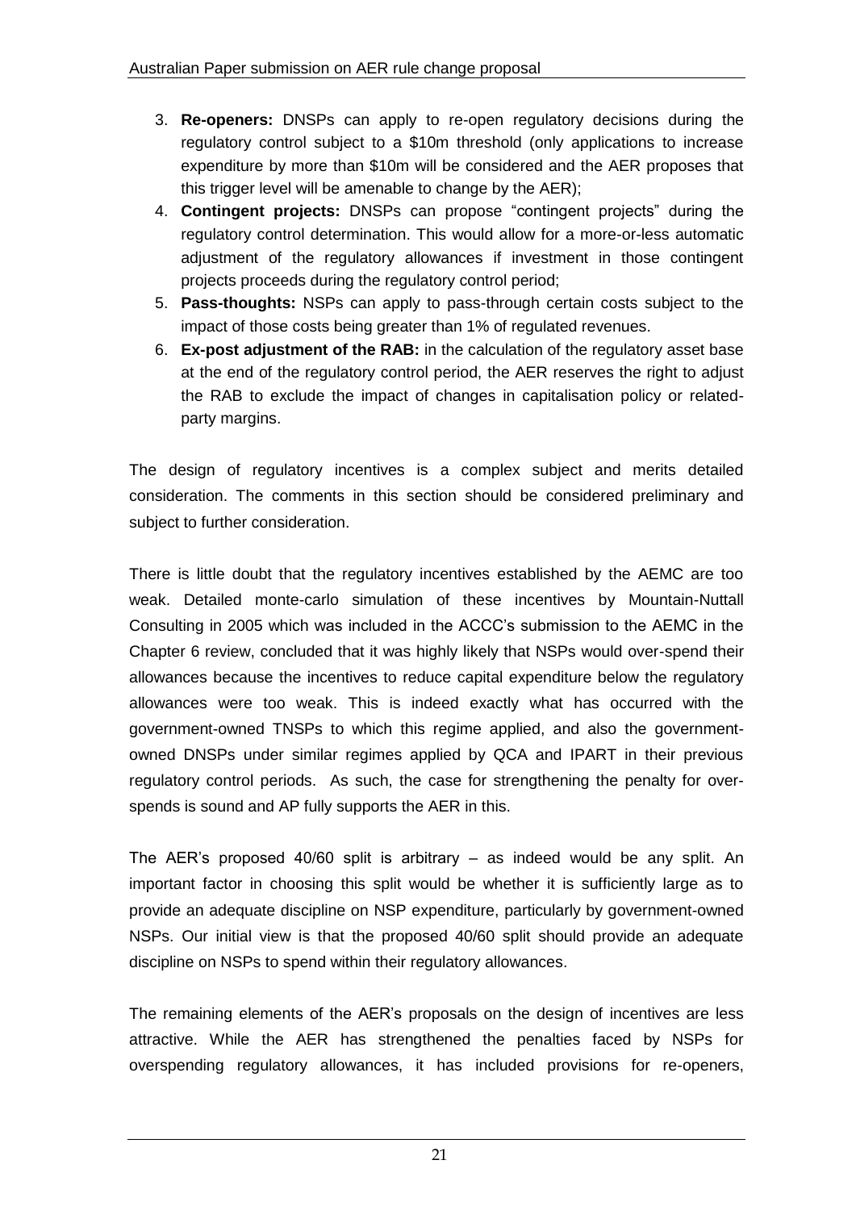3. **Re-openers:** DNSPs can apply to re-open regulatory decisions during the regulatory control subject to a $10m threshold (only applications to increase expenditure by more than $10m will be considered and the AER proposes that this trigger level will be amenable to change by the AER);
4. **Contingent projects:** DNSPs can propose "contingent projects" during the regulatory control determination. This would allow for a more-or-less automatic adjustment of the regulatory allowances if investment in those contingent projects proceeds during the regulatory control period;
5. **Pass-thoughts:** NSPs can apply to pass-through certain costs subject to the impact of those costs being greater than 1% of regulated revenues.
6. **Ex-post adjustment of the RAB:** in the calculation of the regulatory asset base at the end of the regulatory control period, the AER reserves the right to adjust the RAB to exclude the impact of changes in capitalisation policy or related-party margins.

The design of regulatory incentives is a complex subject and merits detailed consideration. The comments in this section should be considered preliminary and subject to further consideration.

There is little doubt that the regulatory incentives established by the AEMC are too weak. Detailed monte-carlo simulation of these incentives by Mountain-Nuttall Consulting in 2005 which was included in the ACCC's submission to the AEMC in the Chapter 6 review, concluded that it was highly likely that NSPs would over-spend their allowances because the incentives to reduce capital expenditure below the regulatory allowances were too weak. This is indeed exactly what has occurred with the government-owned TNSPs to which this regime applied, and also the government-owned DNSPs under similar regimes applied by QCA and IPART in their previous regulatory control periods. As such, the case for strengthening the penalty for over-spends is sound and AP fully supports the AER in this.

The AER's proposed 40/60 split is arbitrary – as indeed would be any split. An important factor in choosing this split would be whether it is sufficiently large as to provide an adequate discipline on NSP expenditure, particularly by government-owned NSPs. Our initial view is that the proposed 40/60 split should provide an adequate discipline on NSPs to spend within their regulatory allowances.

The remaining elements of the AER's proposals on the design of incentives are less attractive. While the AER has strengthened the penalties faced by NSPs for overspending regulatory allowances, it has included provisions for re-openers,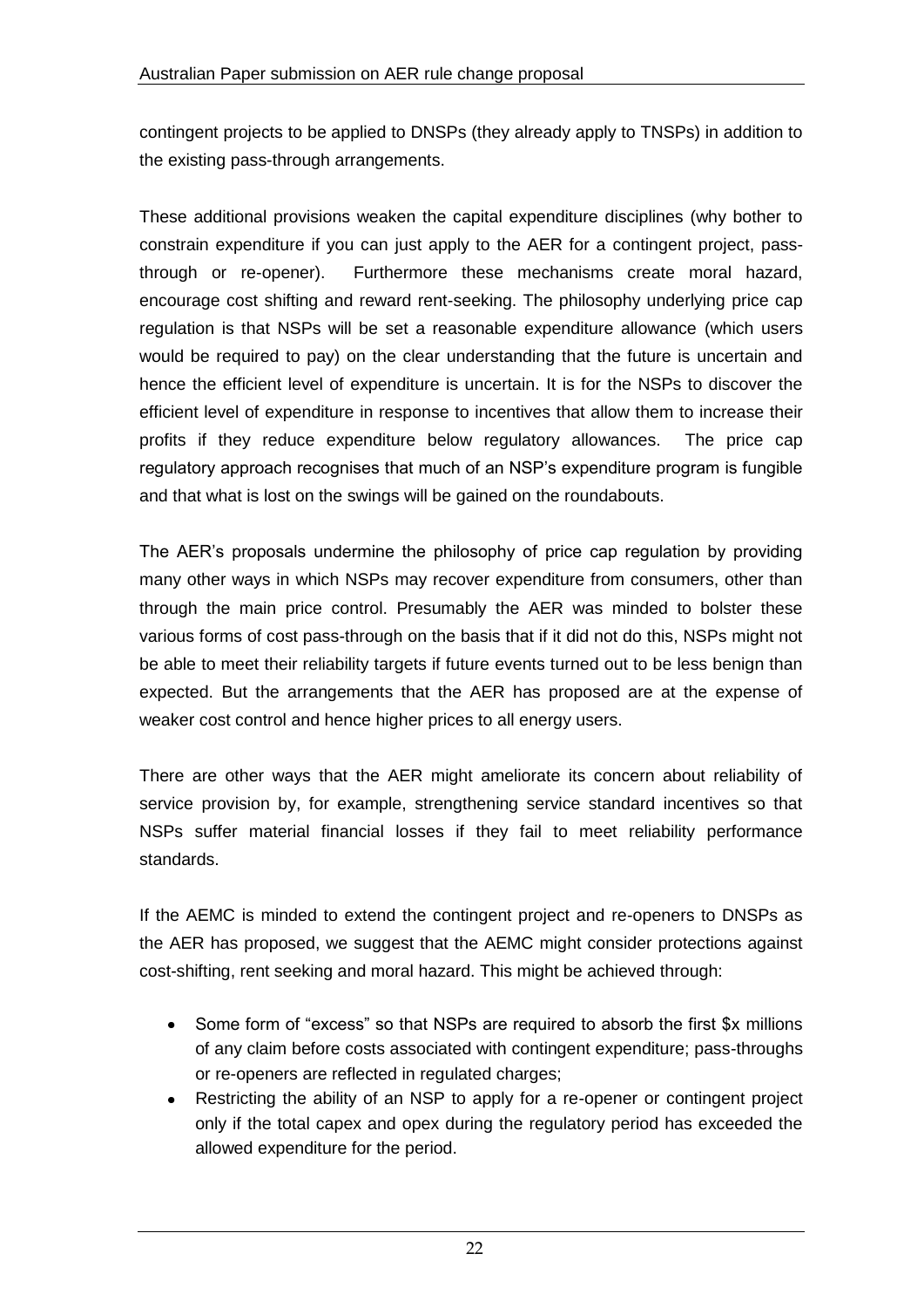contingent projects to be applied to DNSPs (they already apply to TNSPs) in addition to the existing pass-through arrangements.

These additional provisions weaken the capital expenditure disciplines (why bother to constrain expenditure if you can just apply to the AER for a contingent project, pass-through or re-opener). Furthermore these mechanisms create moral hazard, encourage cost shifting and reward rent-seeking. The philosophy underlying price cap regulation is that NSPs will be set a reasonable expenditure allowance (which users would be required to pay) on the clear understanding that the future is uncertain and hence the efficient level of expenditure is uncertain. It is for the NSPs to discover the efficient level of expenditure in response to incentives that allow them to increase their profits if they reduce expenditure below regulatory allowances. The price cap regulatory approach recognises that much of an NSP's expenditure program is fungible and that what is lost on the swings will be gained on the roundabouts.

The AER's proposals undermine the philosophy of price cap regulation by providing many other ways in which NSPs may recover expenditure from consumers, other than through the main price control. Presumably the AER was minded to bolster these various forms of cost pass-through on the basis that if it did not do this, NSPs might not be able to meet their reliability targets if future events turned out to be less benign than expected. But the arrangements that the AER has proposed are at the expense of weaker cost control and hence higher prices to all energy users.

There are other ways that the AER might ameliorate its concern about reliability of service provision by, for example, strengthening service standard incentives so that NSPs suffer material financial losses if they fail to meet reliability performance standards.

If the AEMC is minded to extend the contingent project and re-openers to DNSPs as the AER has proposed, we suggest that the AEMC might consider protections against cost-shifting, rent seeking and moral hazard. This might be achieved through:

- Some form of "excess" so that NSPs are required to absorb the first $x millions of any claim before costs associated with contingent expenditure; pass-throughs or re-openers are reflected in regulated charges;
- Restricting the ability of an NSP to apply for a re-opener or contingent project only if the total capex and opex during the regulatory period has exceeded the allowed expenditure for the period.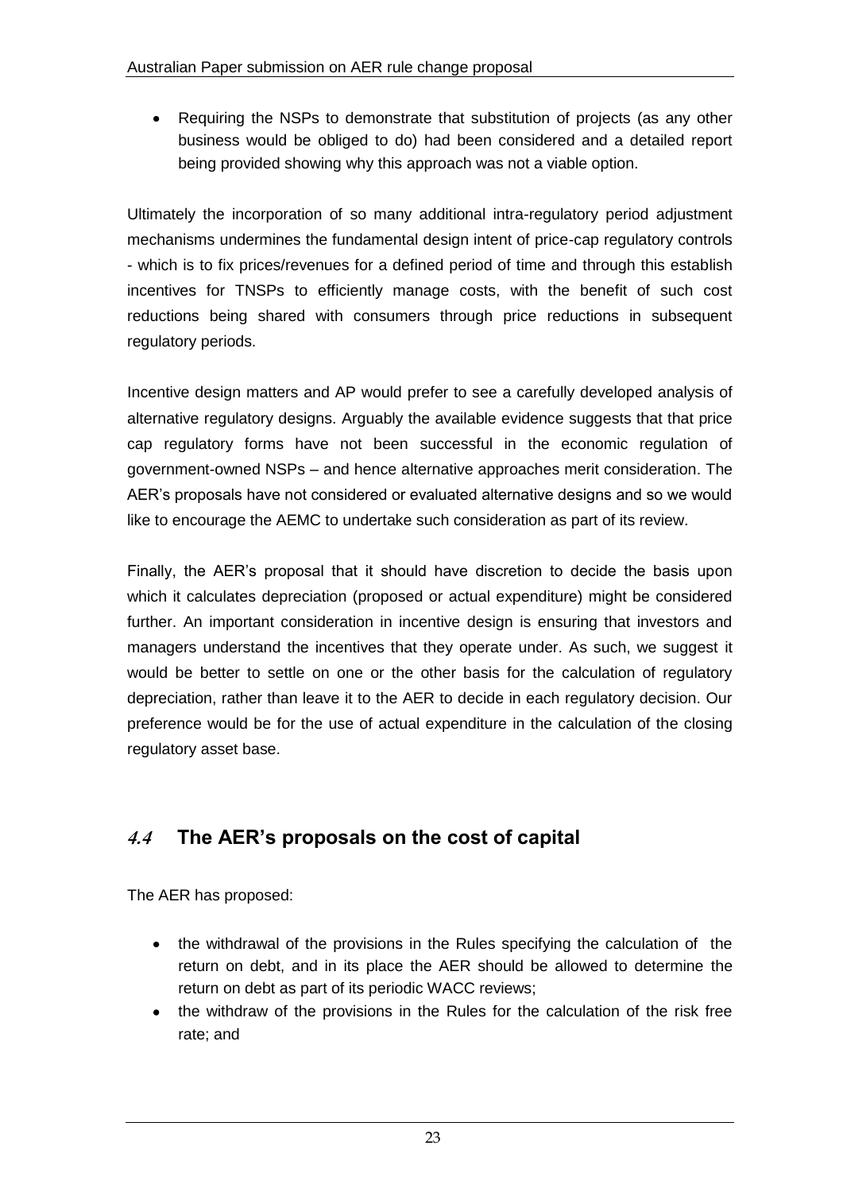- Requiring the NSPs to demonstrate that substitution of projects (as any other business would be obliged to do) had been considered and a detailed report being provided showing why this approach was not a viable option.

Ultimately the incorporation of so many additional intra-regulatory period adjustment mechanisms undermines the fundamental design intent of price-cap regulatory controls - which is to fix prices/revenues for a defined period of time and through this establish incentives for TNSPs to efficiently manage costs, with the benefit of such cost reductions being shared with consumers through price reductions in subsequent regulatory periods.

Incentive design matters and AP would prefer to see a carefully developed analysis of alternative regulatory designs. Arguably the available evidence suggests that that price cap regulatory forms have not been successful in the economic regulation of government-owned NSPs – and hence alternative approaches merit consideration. The AER's proposals have not considered or evaluated alternative designs and so we would like to encourage the AEMC to undertake such consideration as part of its review.

Finally, the AER's proposal that it should have discretion to decide the basis upon which it calculates depreciation (proposed or actual expenditure) might be considered further. An important consideration in incentive design is ensuring that investors and managers understand the incentives that they operate under. As such, we suggest it would be better to settle on one or the other basis for the calculation of regulatory depreciation, rather than leave it to the AER to decide in each regulatory decision. Our preference would be for the use of actual expenditure in the calculation of the closing regulatory asset base.

## *4.4* The AER's proposals on the cost of capital

The AER has proposed:

- the withdrawal of the provisions in the Rules specifying the calculation of the return on debt, and in its place the AER should be allowed to determine the return on debt as part of its periodic WACC reviews;
- the withdraw of the provisions in the Rules for the calculation of the risk free rate; and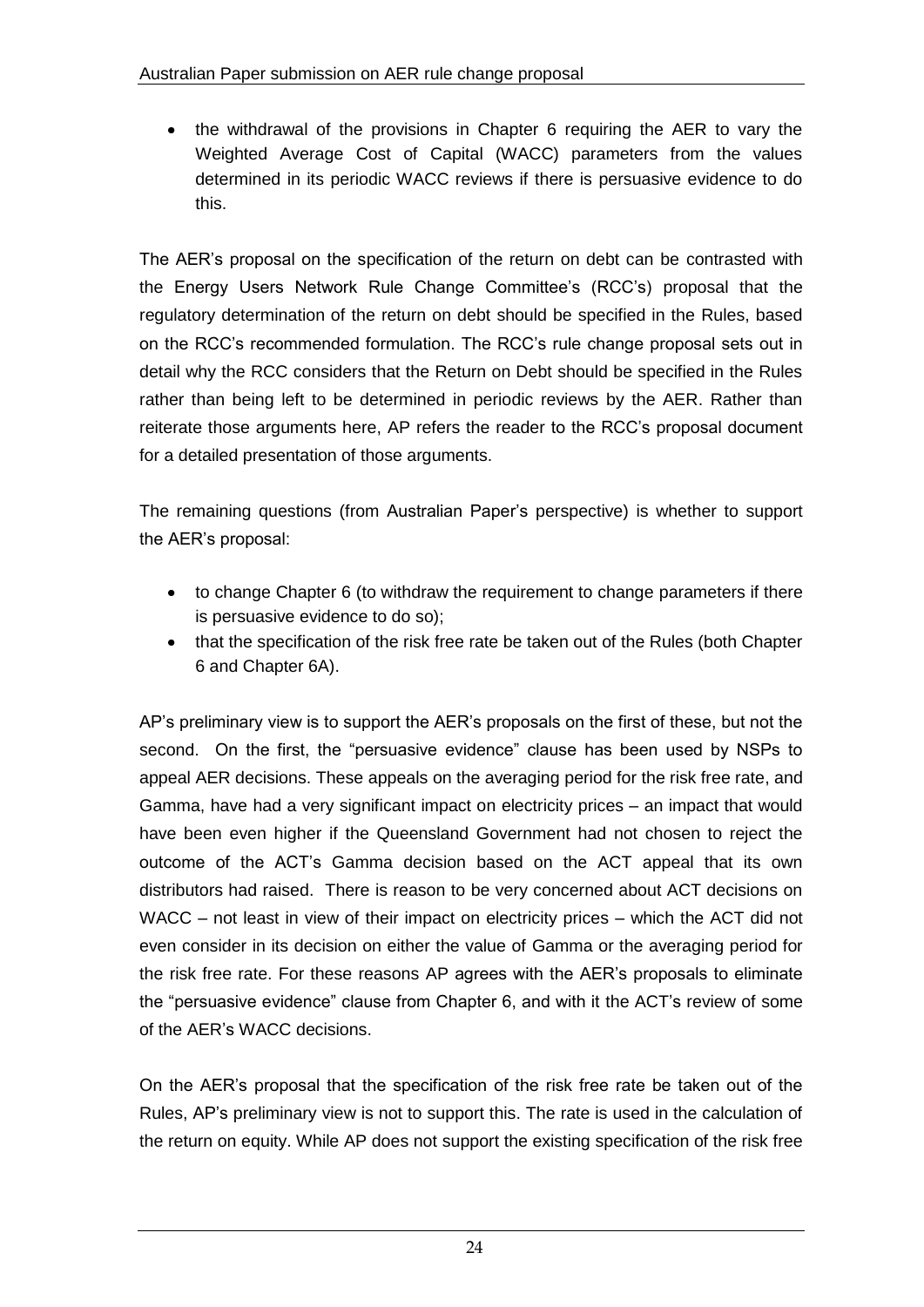- the withdrawal of the provisions in Chapter 6 requiring the AER to vary the Weighted Average Cost of Capital (WACC) parameters from the values determined in its periodic WACC reviews if there is persuasive evidence to do this.

The AER's proposal on the specification of the return on debt can be contrasted with the Energy Users Network Rule Change Committee's (RCC's) proposal that the regulatory determination of the return on debt should be specified in the Rules, based on the RCC's recommended formulation. The RCC's rule change proposal sets out in detail why the RCC considers that the Return on Debt should be specified in the Rules rather than being left to be determined in periodic reviews by the AER. Rather than reiterate those arguments here, AP refers the reader to the RCC's proposal document for a detailed presentation of those arguments.

The remaining questions (from Australian Paper's perspective) is whether to support the AER's proposal:

- to change Chapter 6 (to withdraw the requirement to change parameters if there is persuasive evidence to do so);
- that the specification of the risk free rate be taken out of the Rules (both Chapter 6 and Chapter 6A).

AP's preliminary view is to support the AER's proposals on the first of these, but not the second. On the first, the "persuasive evidence" clause has been used by NSPs to appeal AER decisions. These appeals on the averaging period for the risk free rate, and Gamma, have had a very significant impact on electricity prices – an impact that would have been even higher if the Queensland Government had not chosen to reject the outcome of the ACT's Gamma decision based on the ACT appeal that its own distributors had raised. There is reason to be very concerned about ACT decisions on WACC – not least in view of their impact on electricity prices – which the ACT did not even consider in its decision on either the value of Gamma or the averaging period for the risk free rate. For these reasons AP agrees with the AER's proposals to eliminate the "persuasive evidence" clause from Chapter 6, and with it the ACT's review of some of the AER's WACC decisions.

On the AER's proposal that the specification of the risk free rate be taken out of the Rules, AP's preliminary view is not to support this. The rate is used in the calculation of the return on equity. While AP does not support the existing specification of the risk free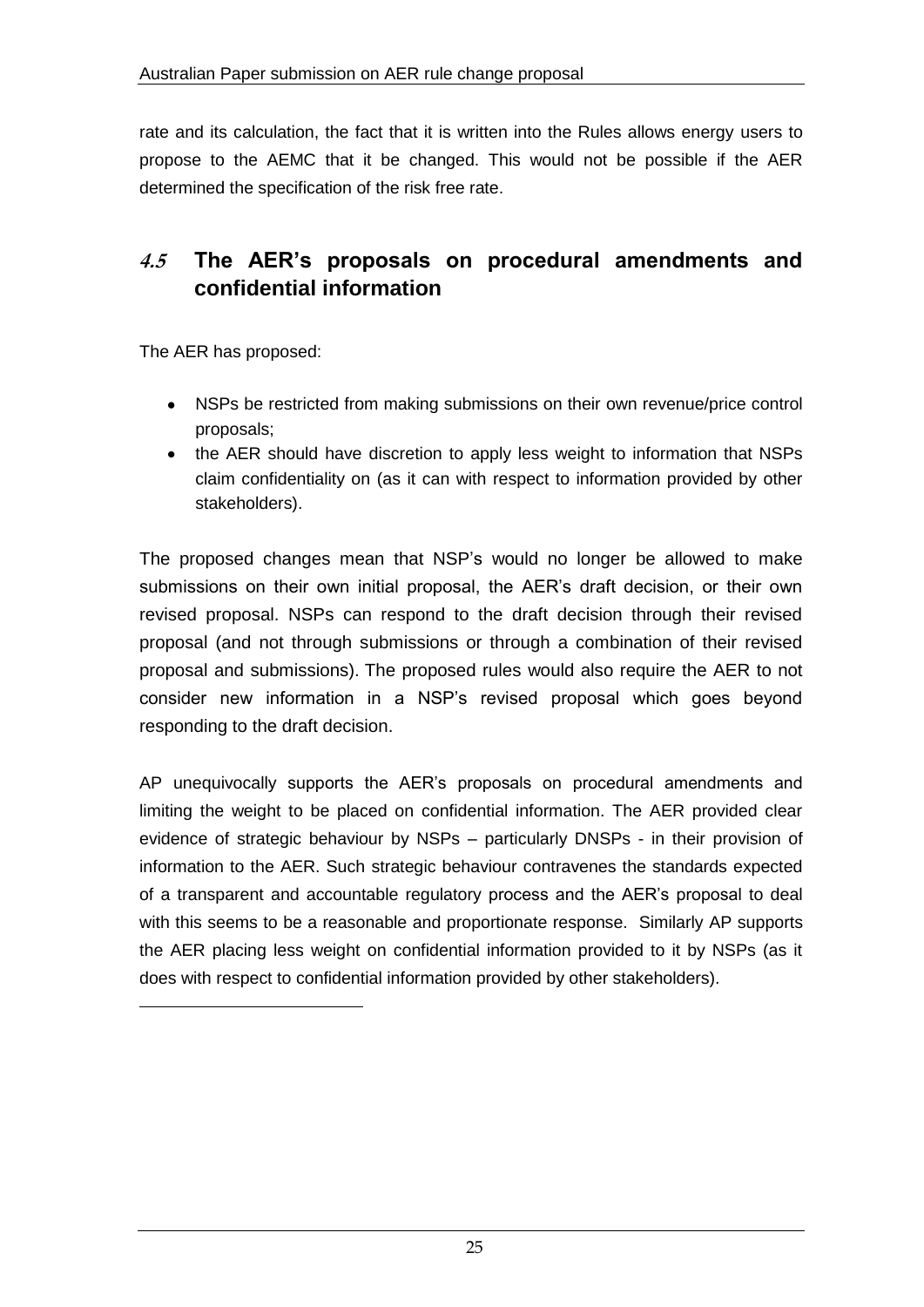rate and its calculation, the fact that it is written into the Rules allows energy users to propose to the AEMC that it be changed. This would not be possible if the AER determined the specification of the risk free rate.

## 4.5 The AER's proposals on procedural amendments and confidential information

The AER has proposed:

- NSPs be restricted from making submissions on their own revenue/price control proposals;
- the AER should have discretion to apply less weight to information that NSPs claim confidentiality on (as it can with respect to information provided by other stakeholders).

The proposed changes mean that NSP's would no longer be allowed to make submissions on their own initial proposal, the AER's draft decision, or their own revised proposal. NSPs can respond to the draft decision through their revised proposal (and not through submissions or through a combination of their revised proposal and submissions). The proposed rules would also require the AER to not consider new information in a NSP's revised proposal which goes beyond responding to the draft decision.

AP unequivocally supports the AER's proposals on procedural amendments and limiting the weight to be placed on confidential information. The AER provided clear evidence of strategic behaviour by NSPs – particularly DNSPs - in their provision of information to the AER. Such strategic behaviour contravenes the standards expected of a transparent and accountable regulatory process and the AER's proposal to deal with this seems to be a reasonable and proportionate response. Similarly AP supports the AER placing less weight on confidential information provided to it by NSPs (as it does with respect to confidential information provided by other stakeholders).